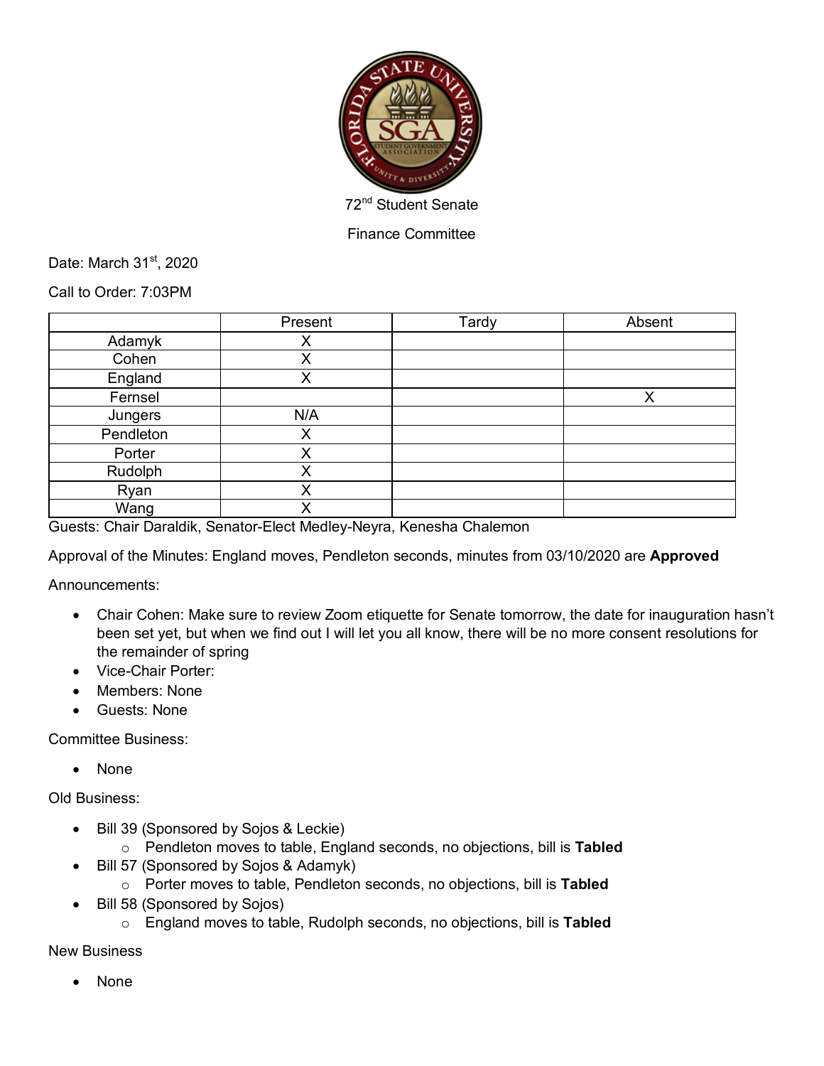72nd Student Senate

Finance Committee

Date: March 31st, 2020

Call to Order: 7:03PM

| | Present | Tardy | Absent |
|---|---|---|---|
| Adamyk | X | | |
| Cohen | X | | |
| England | X | | |
| Fernsel | | | X |
| Jungers | N/A | | |
| Pendleton | X | | |
| Porter | X | | |
| Rudolph | X | | |
| Ryan | X | | |
| Wang | X | | |

Guests: Chair Daraldik, Senator-Elect Medley-Neyra, Kenesha Chalemon

Approval of the Minutes: England moves, Pendleton seconds, minutes from 03/10/2020 are **Approved**

Announcements:

- Chair Cohen: Make sure to review Zoom etiquette for Senate tomorrow, the date for inauguration hasn't been set yet, but when we find out I will let you all know, there will be no more consent resolutions for the remainder of spring
- Vice-Chair Porter:
- Members: None
- Guests: None

Committee Business:

- None

Old Business:

- Bill 39 (Sponsored by Sojos & Leckie)
    - Pendleton moves to table, England seconds, no objections, bill is **Tabled**
- Bill 57 (Sponsored by Sojos & Adamyk)
    - Porter moves to table, Pendleton seconds, no objections, bill is **Tabled**
- Bill 58 (Sponsored by Sojos)
    - England moves to table, Rudolph seconds, no objections, bill is **Tabled**

New Business

- None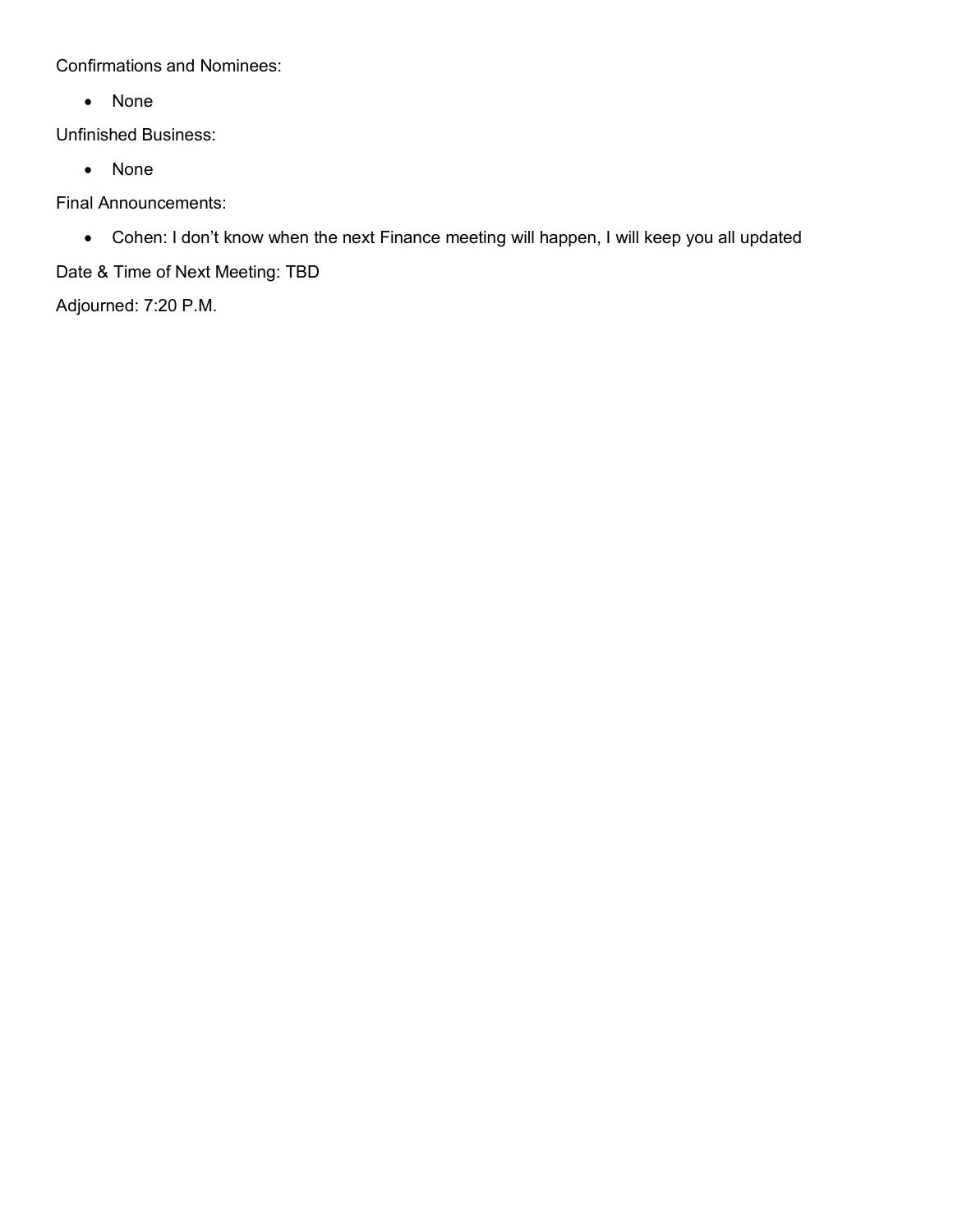Confirmations and Nominees:

- None

Unfinished Business:

- None

Final Announcements:

- Cohen: I don't know when the next Finance meeting will happen, I will keep you all updated

Date & Time of Next Meeting: TBD

Adjourned: 7:20 P.M.